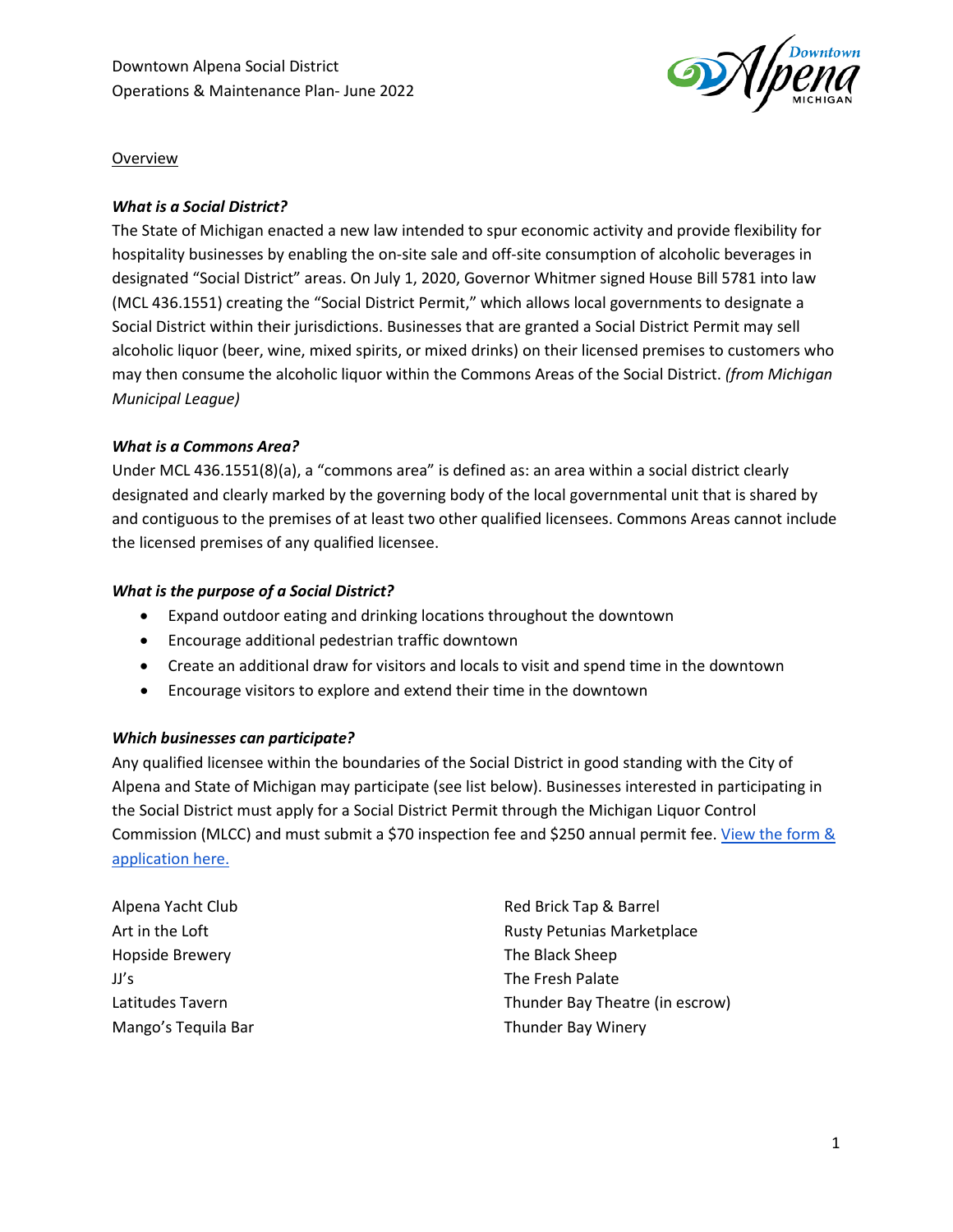Downtown Alpena Social District
Operations & Maintenance Plan- June 2022

## Overview

### *What is a Social District?*

The State of Michigan enacted a new law intended to spur economic activity and provide flexibility for hospitality businesses by enabling the on-site sale and off-site consumption of alcoholic beverages in designated "Social District" areas. On July 1, 2020, Governor Whitmer signed House Bill 5781 into law (MCL 436.1551) creating the "Social District Permit," which allows local governments to designate a Social District within their jurisdictions. Businesses that are granted a Social District Permit may sell alcoholic liquor (beer, wine, mixed spirits, or mixed drinks) on their licensed premises to customers who may then consume the alcoholic liquor within the Commons Areas of the Social District. *(from Michigan Municipal League)*

### *What is a Commons Area?*

Under MCL 436.1551(8)(a), a "commons area" is defined as: an area within a social district clearly designated and clearly marked by the governing body of the local governmental unit that is shared by and contiguous to the premises of at least two other qualified licensees. Commons Areas cannot include the licensed premises of any qualified licensee.

### *What is the purpose of a Social District?*

- Expand outdoor eating and drinking locations throughout the downtown
- Encourage additional pedestrian traffic downtown
- Create an additional draw for visitors and locals to visit and spend time in the downtown
- Encourage visitors to explore and extend their time in the downtown

### *Which businesses can participate?*

Any qualified licensee within the boundaries of the Social District in good standing with the City of Alpena and State of Michigan may participate (see list below). Businesses interested in participating in the Social District must apply for a Social District Permit through the Michigan Liquor Control Commission (MLCC) and must submit a $70 inspection fee and $250 annual permit fee. View the form & application here.

Alpena Yacht Club
Art in the Loft
Hopside Brewery
JJ's
Latitudes Tavern
Mango's Tequila Bar
Red Brick Tap & Barrel
Rusty Petunias Marketplace
The Black Sheep
The Fresh Palate
Thunder Bay Theatre (in escrow)
Thunder Bay Winery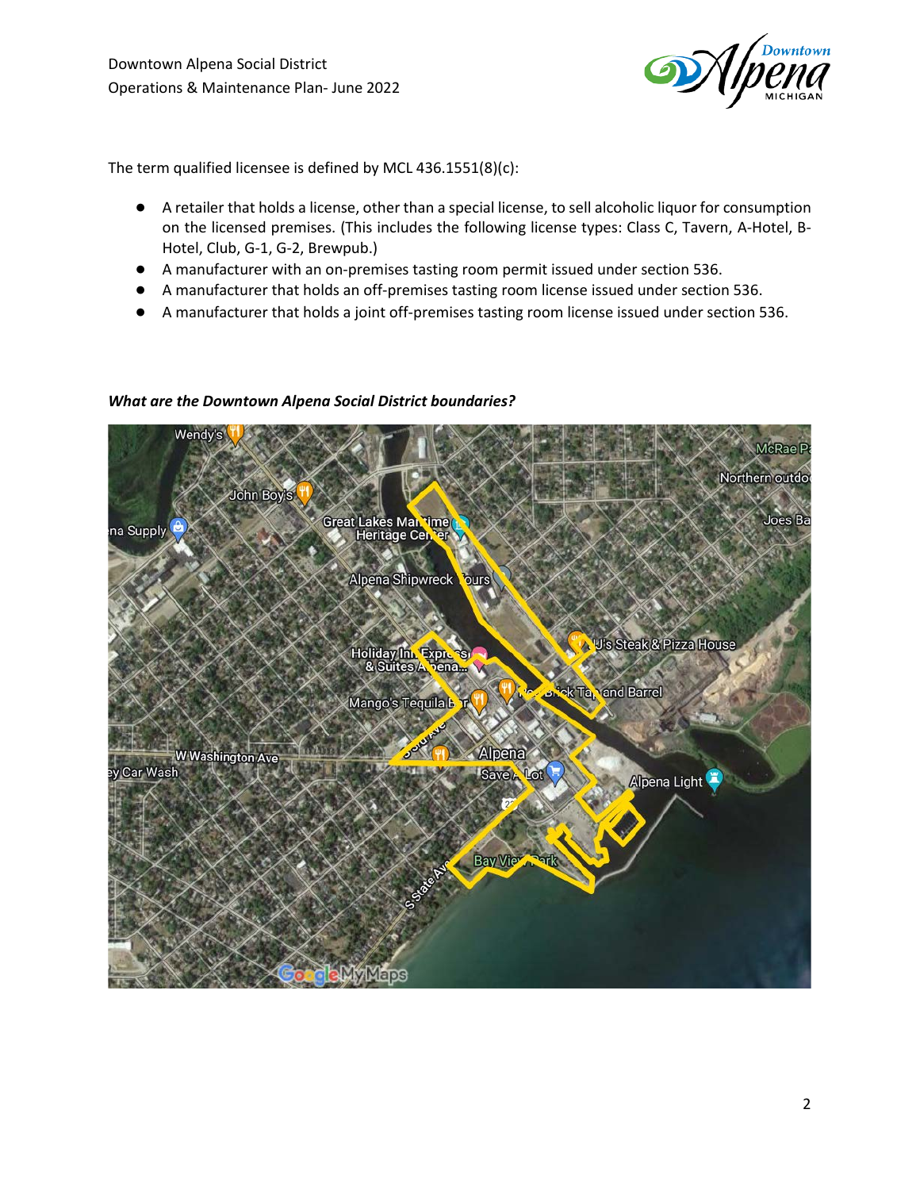The term qualified licensee is defined by MCL 436.1551(8)(c):

- A retailer that holds a license, other than a special license, to sell alcoholic liquor for consumption on the licensed premises. (This includes the following license types: Class C, Tavern, A-Hotel, B-Hotel, Club, G-1, G-2, Brewpub.)
- A manufacturer with an on-premises tasting room permit issued under section 536.
- A manufacturer that holds an off-premises tasting room license issued under section 536.
- A manufacturer that holds a joint off-premises tasting room license issued under section 536.

***What are the Downtown Alpena Social District boundaries?***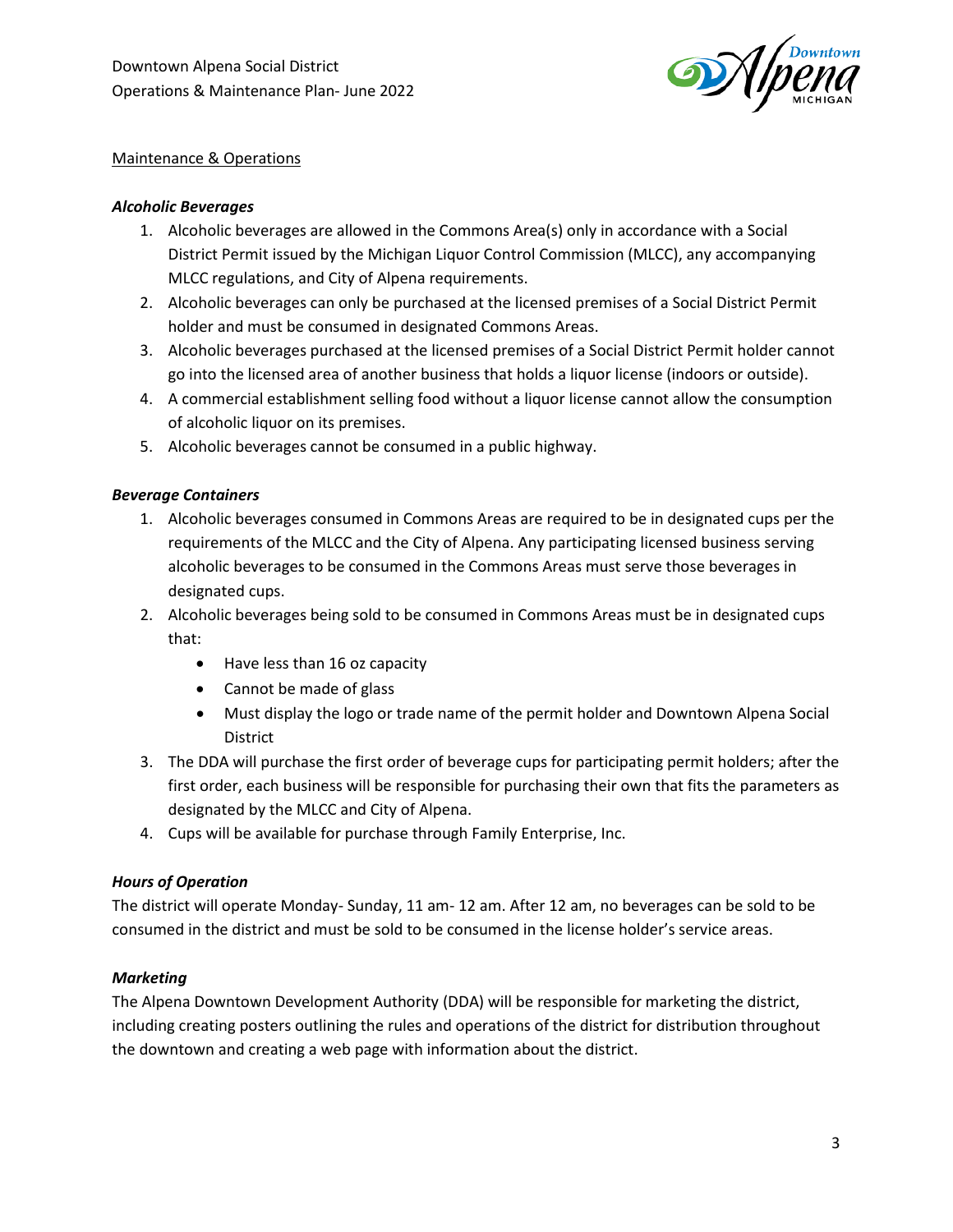Maintenance & Operations

### *Alcoholic Beverages*

1. Alcoholic beverages are allowed in the Commons Area(s) only in accordance with a Social District Permit issued by the Michigan Liquor Control Commission (MLCC), any accompanying MLCC regulations, and City of Alpena requirements.
2. Alcoholic beverages can only be purchased at the licensed premises of a Social District Permit holder and must be consumed in designated Commons Areas.
3. Alcoholic beverages purchased at the licensed premises of a Social District Permit holder cannot go into the licensed area of another business that holds a liquor license (indoors or outside).
4. A commercial establishment selling food without a liquor license cannot allow the consumption of alcoholic liquor on its premises.
5. Alcoholic beverages cannot be consumed in a public highway.

### *Beverage Containers*

1. Alcoholic beverages consumed in Commons Areas are required to be in designated cups per the requirements of the MLCC and the City of Alpena. Any participating licensed business serving alcoholic beverages to be consumed in the Commons Areas must serve those beverages in designated cups.
2. Alcoholic beverages being sold to be consumed in Commons Areas must be in designated cups that:
   - Have less than 16 oz capacity
   - Cannot be made of glass
   - Must display the logo or trade name of the permit holder and Downtown Alpena Social District
3. The DDA will purchase the first order of beverage cups for participating permit holders; after the first order, each business will be responsible for purchasing their own that fits the parameters as designated by the MLCC and City of Alpena.
4. Cups will be available for purchase through Family Enterprise, Inc.

### *Hours of Operation*

The district will operate Monday- Sunday, 11 am- 12 am. After 12 am, no beverages can be sold to be consumed in the district and must be sold to be consumed in the license holder's service areas.

### *Marketing*

The Alpena Downtown Development Authority (DDA) will be responsible for marketing the district, including creating posters outlining the rules and operations of the district for distribution throughout the downtown and creating a web page with information about the district.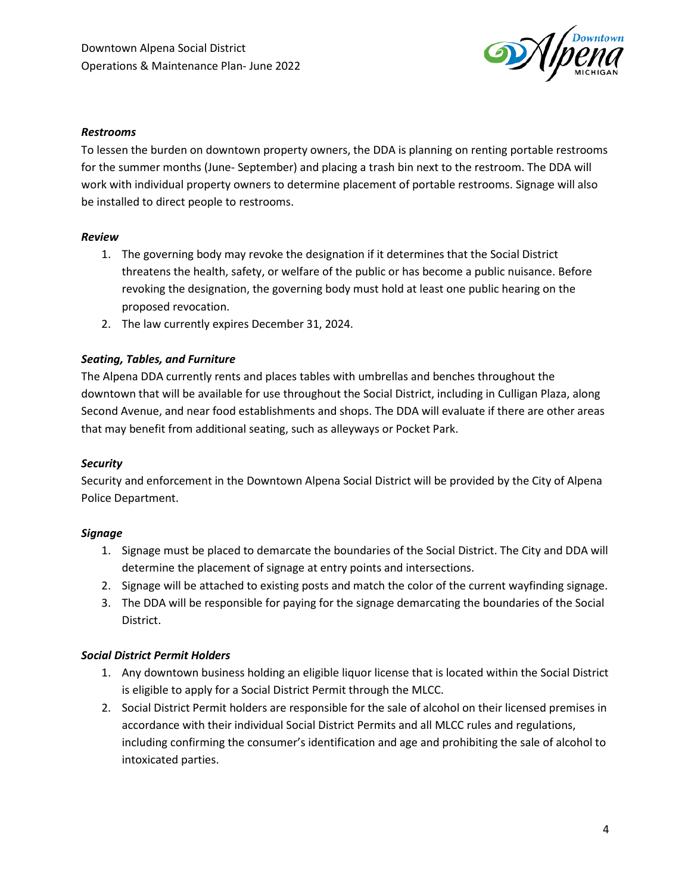### *Restrooms*

To lessen the burden on downtown property owners, the DDA is planning on renting portable restrooms for the summer months (June- September) and placing a trash bin next to the restroom. The DDA will work with individual property owners to determine placement of portable restrooms. Signage will also be installed to direct people to restrooms.

### *Review*

1. The governing body may revoke the designation if it determines that the Social District threatens the health, safety, or welfare of the public or has become a public nuisance. Before revoking the designation, the governing body must hold at least one public hearing on the proposed revocation.
2. The law currently expires December 31, 2024.

### *Seating, Tables, and Furniture*

The Alpena DDA currently rents and places tables with umbrellas and benches throughout the downtown that will be available for use throughout the Social District, including in Culligan Plaza, along Second Avenue, and near food establishments and shops. The DDA will evaluate if there are other areas that may benefit from additional seating, such as alleyways or Pocket Park.

### *Security*

Security and enforcement in the Downtown Alpena Social District will be provided by the City of Alpena Police Department.

### *Signage*

1. Signage must be placed to demarcate the boundaries of the Social District. The City and DDA will determine the placement of signage at entry points and intersections.
2. Signage will be attached to existing posts and match the color of the current wayfinding signage.
3. The DDA will be responsible for paying for the signage demarcating the boundaries of the Social District.

### *Social District Permit Holders*

1. Any downtown business holding an eligible liquor license that is located within the Social District is eligible to apply for a Social District Permit through the MLCC.
2. Social District Permit holders are responsible for the sale of alcohol on their licensed premises in accordance with their individual Social District Permits and all MLCC rules and regulations, including confirming the consumer's identification and age and prohibiting the sale of alcohol to intoxicated parties.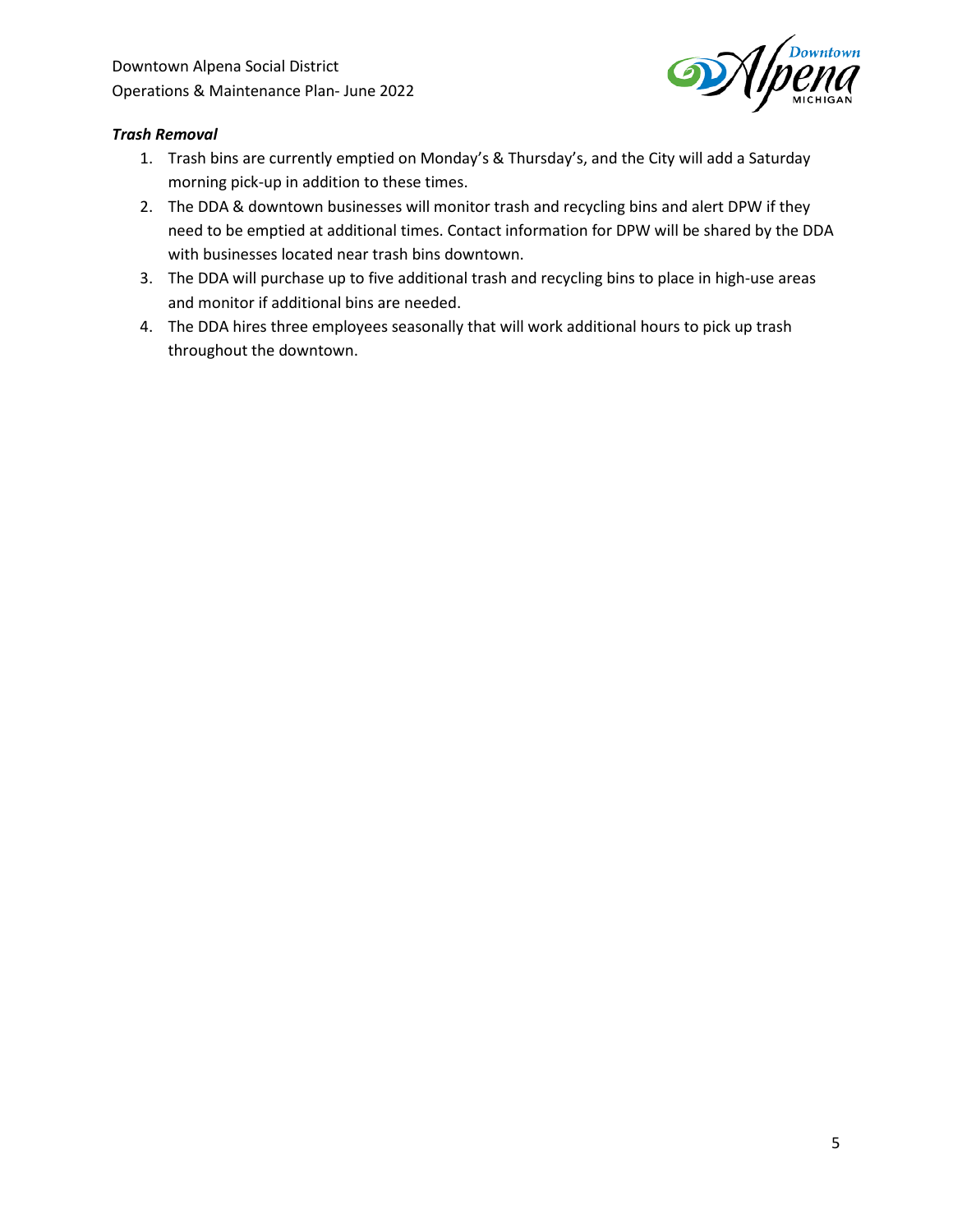***Trash Removal***

1. Trash bins are currently emptied on Monday's & Thursday's, and the City will add a Saturday morning pick-up in addition to these times.
2. The DDA & downtown businesses will monitor trash and recycling bins and alert DPW if they need to be emptied at additional times. Contact information for DPW will be shared by the DDA with businesses located near trash bins downtown.
3. The DDA will purchase up to five additional trash and recycling bins to place in high-use areas and monitor if additional bins are needed.
4. The DDA hires three employees seasonally that will work additional hours to pick up trash throughout the downtown.